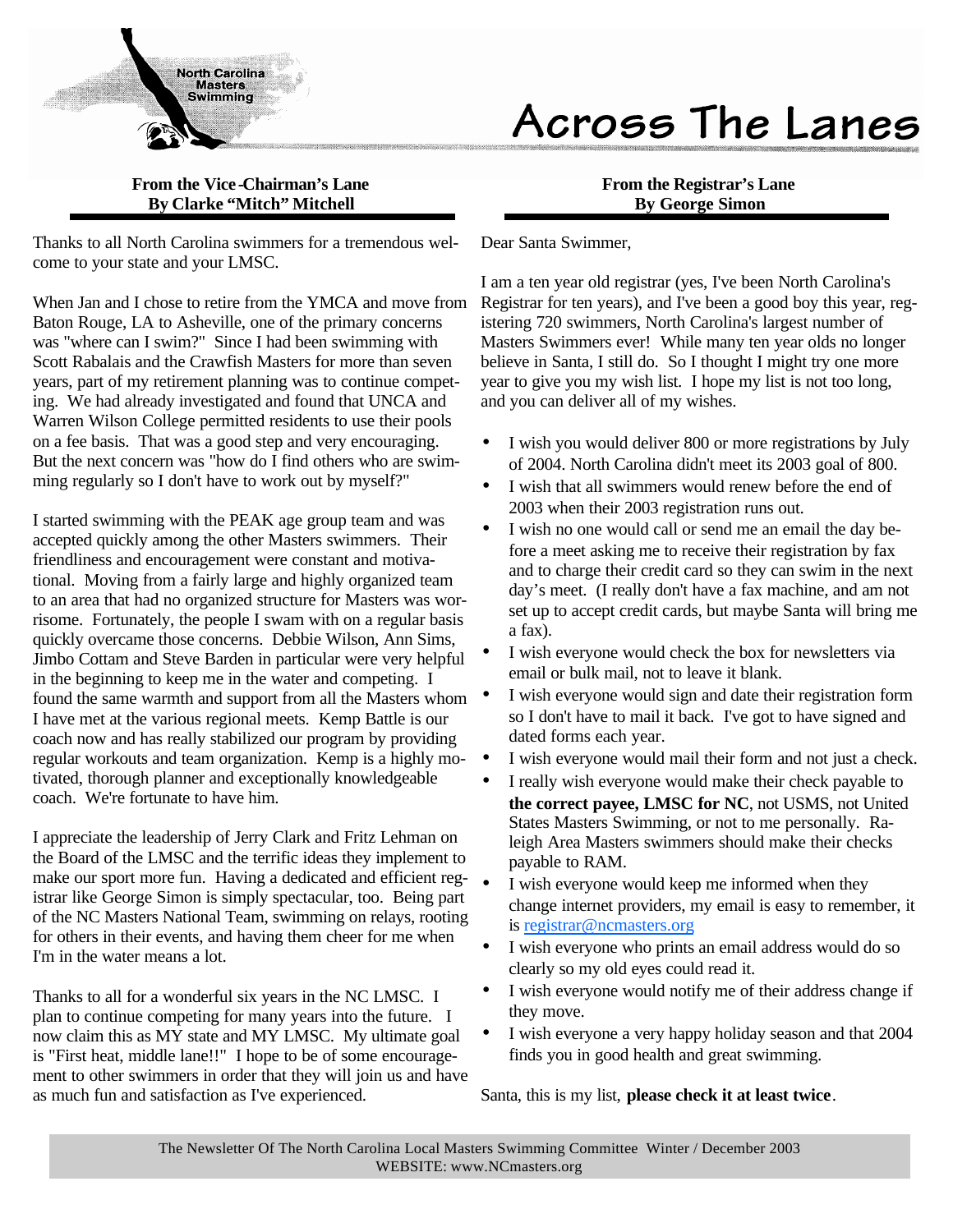North Carolina Masters Swimming

# Across The Lanes

## From the Vice-Chairman's Lane
### By Clarke "Mitch" Mitchell

Thanks to all North Carolina swimmers for a tremendous welcome to your state and your LMSC.

When Jan and I chose to retire from the YMCA and move from Baton Rouge, LA to Asheville, one of the primary concerns was "where can I swim?" Since I had been swimming with Scott Rabalais and the Crawfish Masters for more than seven years, part of my retirement planning was to continue competing. We had already investigated and found that UNCA and Warren Wilson College permitted residents to use their pools on a fee basis. That was a good step and very encouraging. But the next concern was "how do I find others who are swimming regularly so I don't have to work out by myself?"

I started swimming with the PEAK age group team and was accepted quickly among the other Masters swimmers. Their friendliness and encouragement were constant and motivational. Moving from a fairly large and highly organized team to an area that had no organized structure for Masters was worrisome. Fortunately, the people I swam with on a regular basis quickly overcame those concerns. Debbie Wilson, Ann Sims, Jimbo Cottam and Steve Barden in particular were very helpful in the beginning to keep me in the water and competing. I found the same warmth and support from all the Masters whom I have met at the various regional meets. Kemp Battle is our coach now and has really stabilized our program by providing regular workouts and team organization. Kemp is a highly motivated, thorough planner and exceptionally knowledgeable coach. We're fortunate to have him.

I appreciate the leadership of Jerry Clark and Fritz Lehman on the Board of the LMSC and the terrific ideas they implement to make our sport more fun. Having a dedicated and efficient registrar like George Simon is simply spectacular, too. Being part of the NC Masters National Team, swimming on relays, rooting for others in their events, and having them cheer for me when I'm in the water means a lot.

Thanks to all for a wonderful six years in the NC LMSC. I plan to continue competing for many years into the future. I now claim this as MY state and MY LMSC. My ultimate goal is "First heat, middle lane!!" I hope to be of some encouragement to other swimmers in order that they will join us and have as much fun and satisfaction as I've experienced.

## From the Registrar's Lane
### By George Simon

Dear Santa Swimmer,

I am a ten year old registrar (yes, I've been North Carolina's Registrar for ten years), and I've been a good boy this year, registering 720 swimmers, North Carolina's largest number of Masters Swimmers ever! While many ten year olds no longer believe in Santa, I still do. So I thought I might try one more year to give you my wish list. I hope my list is not too long, and you can deliver all of my wishes.

- I wish you would deliver 800 or more registrations by July of 2004. North Carolina didn't meet its 2003 goal of 800.
- I wish that all swimmers would renew before the end of 2003 when their 2003 registration runs out.
- I wish no one would call or send me an email the day before a meet asking me to receive their registration by fax and to charge their credit card so they can swim in the next day's meet. (I really don't have a fax machine, and am not set up to accept credit cards, but maybe Santa will bring me a fax).
- I wish everyone would check the box for newsletters via email or bulk mail, not to leave it blank.
- I wish everyone would sign and date their registration form so I don't have to mail it back. I've got to have signed and dated forms each year.
- I wish everyone would mail their form and not just a check.
- I really wish everyone would make their check payable to **the correct payee, LMSC for NC**, not USMS, not United States Masters Swimming, or not to me personally. Raleigh Area Masters swimmers should make their checks payable to RAM.
- I wish everyone would keep me informed when they change internet providers, my email is easy to remember, it is registrar@ncmasters.org
- I wish everyone who prints an email address would do so clearly so my old eyes could read it.
- I wish everyone would notify me of their address change if they move.
- I wish everyone a very happy holiday season and that 2004 finds you in good health and great swimming.

Santa, this is my list, **please check it at least twice**.

The Newsletter Of The North Carolina Local Masters Swimming Committee Winter / December 2003
WEBSITE: www.NCmasters.org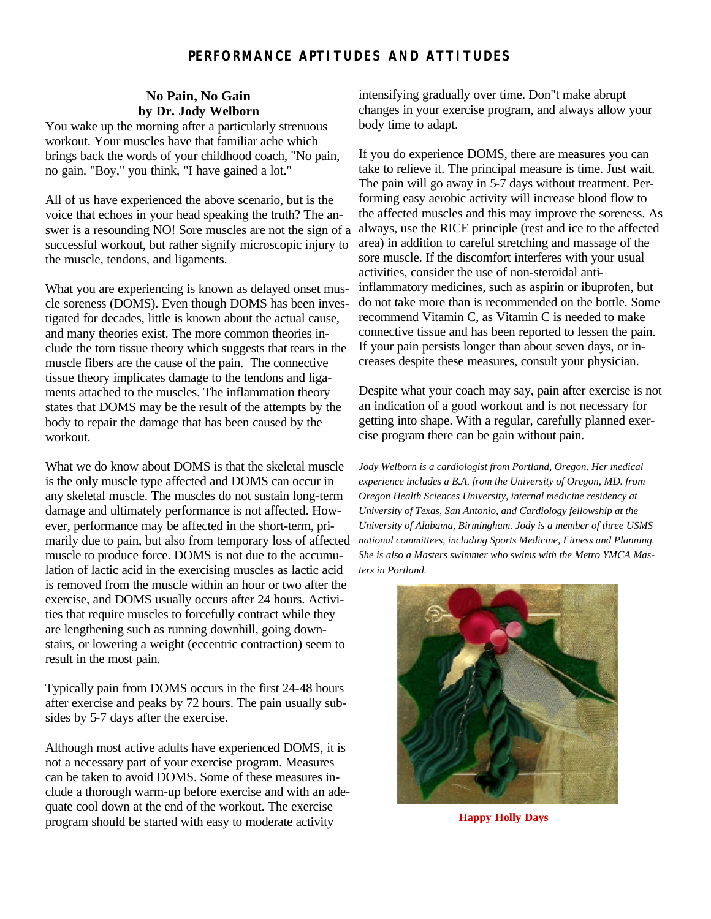# PERFORMANCE APTITUDES AND ATTITUDES

## No Pain, No Gain
### by Dr. Jody Welborn

You wake up the morning after a particularly strenuous workout. Your muscles have that familiar ache which brings back the words of your childhood coach, "No pain, no gain. "Boy," you think, "I have gained a lot."

All of us have experienced the above scenario, but is the voice that echoes in your head speaking the truth? The answer is a resounding NO! Sore muscles are not the sign of a successful workout, but rather signify microscopic injury to the muscle, tendons, and ligaments.

What you are experiencing is known as delayed onset muscle soreness (DOMS). Even though DOMS has been investigated for decades, little is known about the actual cause, and many theories exist. The more common theories include the torn tissue theory which suggests that tears in the muscle fibers are the cause of the pain. The connective tissue theory implicates damage to the tendons and ligaments attached to the muscles. The inflammation theory states that DOMS may be the result of the attempts by the body to repair the damage that has been caused by the workout.

What we do know about DOMS is that the skeletal muscle is the only muscle type affected and DOMS can occur in any skeletal muscle. The muscles do not sustain long-term damage and ultimately performance is not affected. However, performance may be affected in the short-term, primarily due to pain, but also from temporary loss of affected muscle to produce force. DOMS is not due to the accumulation of lactic acid in the exercising muscles as lactic acid is removed from the muscle within an hour or two after the exercise, and DOMS usually occurs after 24 hours. Activities that require muscles to forcefully contract while they are lengthening such as running downhill, going downstairs, or lowering a weight (eccentric contraction) seem to result in the most pain.

Typically pain from DOMS occurs in the first 24-48 hours after exercise and peaks by 72 hours. The pain usually subsides by 5-7 days after the exercise.

Although most active adults have experienced DOMS, it is not a necessary part of your exercise program. Measures can be taken to avoid DOMS. Some of these measures include a thorough warm-up before exercise and with an adequate cool down at the end of the workout. The exercise program should be started with easy to moderate activity intensifying gradually over time. Don"t make abrupt changes in your exercise program, and always allow your body time to adapt.

If you do experience DOMS, there are measures you can take to relieve it. The principal measure is time. Just wait. The pain will go away in 5-7 days without treatment. Performing easy aerobic activity will increase blood flow to the affected muscles and this may improve the soreness. As always, use the RICE principle (rest and ice to the affected area) in addition to careful stretching and massage of the sore muscle. If the discomfort interferes with your usual activities, consider the use of non-steroidal anti-inflammatory medicines, such as aspirin or ibuprofen, but do not take more than is recommended on the bottle. Some recommend Vitamin C, as Vitamin C is needed to make connective tissue and has been reported to lessen the pain. If your pain persists longer than about seven days, or increases despite these measures, consult your physician.

Despite what your coach may say, pain after exercise is not an indication of a good workout and is not necessary for getting into shape. With a regular, carefully planned exercise program there can be gain without pain.

*Jody Welborn is a cardiologist from Portland, Oregon. Her medical experience includes a B.A. from the University of Oregon, MD. from Oregon Health Sciences University, internal medicine residency at University of Texas, San Antonio, and Cardiology fellowship at the University of Alabama, Birmingham. Jody is a member of three USMS national committees, including Sports Medicine, Fitness and Planning. She is also a Masters swimmer who swims with the Metro YMCA Masters in Portland.*

**Happy Holly Days**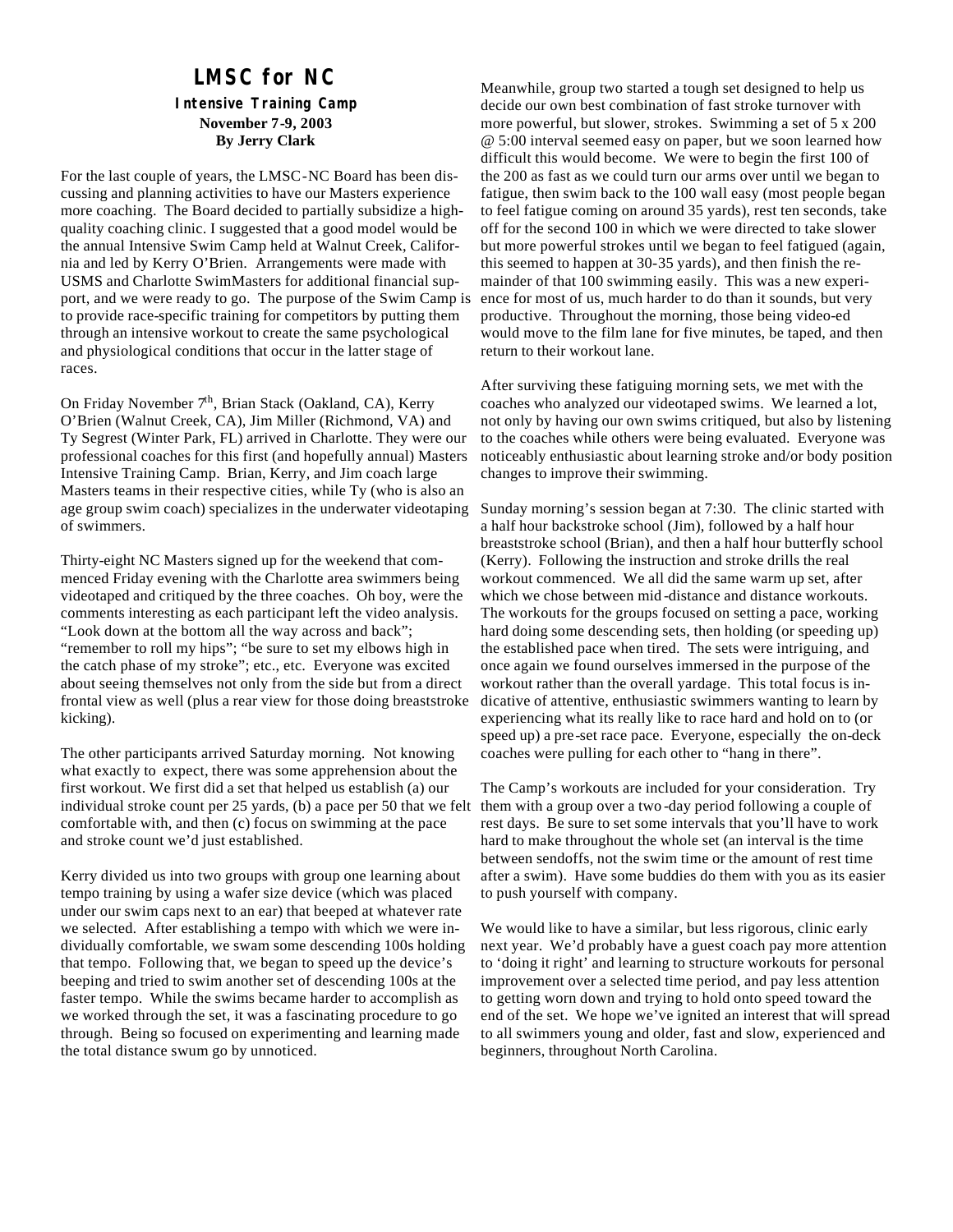# LMSC for NC

## Intensive Training Camp

**November 7-9, 2003**

**By Jerry Clark**

For the last couple of years, the LMSC-NC Board has been discussing and planning activities to have our Masters experience more coaching. The Board decided to partially subsidize a high-quality coaching clinic. I suggested that a good model would be the annual Intensive Swim Camp held at Walnut Creek, California and led by Kerry O'Brien. Arrangements were made with USMS and Charlotte SwimMasters for additional financial support, and we were ready to go. The purpose of the Swim Camp is to provide race-specific training for competitors by putting them through an intensive workout to create the same psychological and physiological conditions that occur in the latter stage of races.

On Friday November 7th, Brian Stack (Oakland, CA), Kerry O'Brien (Walnut Creek, CA), Jim Miller (Richmond, VA) and Ty Segrest (Winter Park, FL) arrived in Charlotte. They were our professional coaches for this first (and hopefully annual) Masters Intensive Training Camp. Brian, Kerry, and Jim coach large Masters teams in their respective cities, while Ty (who is also an age group swim coach) specializes in the underwater videotaping of swimmers.

Thirty-eight NC Masters signed up for the weekend that commenced Friday evening with the Charlotte area swimmers being videotaped and critiqued by the three coaches. Oh boy, were the comments interesting as each participant left the video analysis. "Look down at the bottom all the way across and back"; "remember to roll my hips"; "be sure to set my elbows high in the catch phase of my stroke"; etc., etc. Everyone was excited about seeing themselves not only from the side but from a direct frontal view as well (plus a rear view for those doing breaststroke kicking).

The other participants arrived Saturday morning. Not knowing what exactly to expect, there was some apprehension about the first workout. We first did a set that helped us establish (a) our individual stroke count per 25 yards, (b) a pace per 50 that we felt comfortable with, and then (c) focus on swimming at the pace and stroke count we'd just established.

Kerry divided us into two groups with group one learning about tempo training by using a wafer size device (which was placed under our swim caps next to an ear) that beeped at whatever rate we selected. After establishing a tempo with which we were individually comfortable, we swam some descending 100s holding that tempo. Following that, we began to speed up the device's beeping and tried to swim another set of descending 100s at the faster tempo. While the swims became harder to accomplish as we worked through the set, it was a fascinating procedure to go through. Being so focused on experimenting and learning made the total distance swum go by unnoticed.

Meanwhile, group two started a tough set designed to help us decide our own best combination of fast stroke turnover with more powerful, but slower, strokes. Swimming a set of 5 x 200 @ 5:00 interval seemed easy on paper, but we soon learned how difficult this would become. We were to begin the first 100 of the 200 as fast as we could turn our arms over until we began to fatigue, then swim back to the 100 wall easy (most people began to feel fatigue coming on around 35 yards), rest ten seconds, take off for the second 100 in which we were directed to take slower but more powerful strokes until we began to feel fatigued (again, this seemed to happen at 30-35 yards), and then finish the remainder of that 100 swimming easily. This was a new experience for most of us, much harder to do than it sounds, but very productive. Throughout the morning, those being video-ed would move to the film lane for five minutes, be taped, and then return to their workout lane.

After surviving these fatiguing morning sets, we met with the coaches who analyzed our videotaped swims. We learned a lot, not only by having our own swims critiqued, but also by listening to the coaches while others were being evaluated. Everyone was noticeably enthusiastic about learning stroke and/or body position changes to improve their swimming.

Sunday morning's session began at 7:30. The clinic started with a half hour backstroke school (Jim), followed by a half hour breaststroke school (Brian), and then a half hour butterfly school (Kerry). Following the instruction and stroke drills the real workout commenced. We all did the same warm up set, after which we chose between mid-distance and distance workouts. The workouts for the groups focused on setting a pace, working hard doing some descending sets, then holding (or speeding up) the established pace when tired. The sets were intriguing, and once again we found ourselves immersed in the purpose of the workout rather than the overall yardage. This total focus is indicative of attentive, enthusiastic swimmers wanting to learn by experiencing what its really like to race hard and hold on to (or speed up) a pre-set race pace. Everyone, especially the on-deck coaches were pulling for each other to "hang in there".

The Camp's workouts are included for your consideration. Try them with a group over a two-day period following a couple of rest days. Be sure to set some intervals that you'll have to work hard to make throughout the whole set (an interval is the time between sendoffs, not the swim time or the amount of rest time after a swim). Have some buddies do them with you as its easier to push yourself with company.

We would like to have a similar, but less rigorous, clinic early next year. We'd probably have a guest coach pay more attention to 'doing it right' and learning to structure workouts for personal improvement over a selected time period, and pay less attention to getting worn down and trying to hold onto speed toward the end of the set. We hope we've ignited an interest that will spread to all swimmers young and older, fast and slow, experienced and beginners, throughout North Carolina.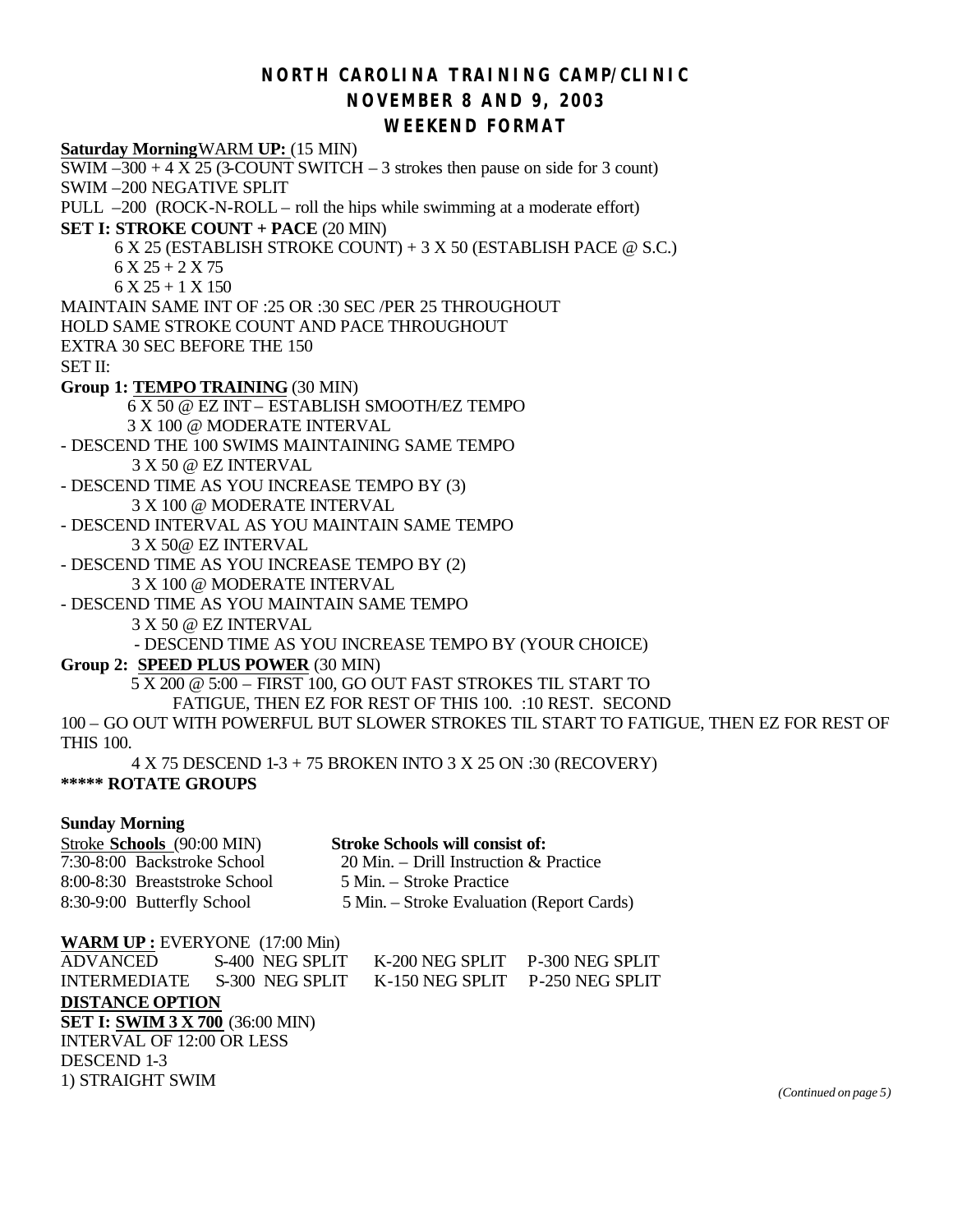# NORTH CAROLINA TRAINING CAMP/CLINIC
## NOVEMBER 8 AND 9, 2003
## WEEKEND FORMAT

**Saturday Morning** WARM **UP:** (15 MIN)

SWIM –300 + 4 X 25 (3-COUNT SWITCH – 3 strokes then pause on side for 3 count)

SWIM –200 NEGATIVE SPLIT

PULL –200 (ROCK-N-ROLL – roll the hips while swimming at a moderate effort)

**SET I: STROKE COUNT + PACE** (20 MIN)

6 X 25 (ESTABLISH STROKE COUNT) + 3 X 50 (ESTABLISH PACE @ S.C.)

6 X 25 + 2 X 75

6 X 25 + 1 X 150

MAINTAIN SAME INT OF :25 OR :30 SEC /PER 25 THROUGHOUT

HOLD SAME STROKE COUNT AND PACE THROUGHOUT

EXTRA 30 SEC BEFORE THE 150

SET II:

**Group 1: TEMPO TRAINING** (30 MIN)

6 X 50 @ EZ INT – ESTABLISH SMOOTH/EZ TEMPO

3 X 100 @ MODERATE INTERVAL

- DESCEND THE 100 SWIMS MAINTAINING SAME TEMPO

3 X 50 @ EZ INTERVAL

- DESCEND TIME AS YOU INCREASE TEMPO BY (3)

3 X 100 @ MODERATE INTERVAL

- DESCEND INTERVAL AS YOU MAINTAIN SAME TEMPO

3 X 50@ EZ INTERVAL

- DESCEND TIME AS YOU INCREASE TEMPO BY (2)

3 X 100 @ MODERATE INTERVAL

- DESCEND TIME AS YOU MAINTAIN SAME TEMPO

3 X 50 @ EZ INTERVAL

- DESCEND TIME AS YOU INCREASE TEMPO BY (YOUR CHOICE)

**Group 2: SPEED PLUS POWER** (30 MIN)

5 X 200 @ 5:00 – FIRST 100, GO OUT FAST STROKES TIL START TO FATIGUE, THEN EZ FOR REST OF THIS 100. :10 REST. SECOND 100 – GO OUT WITH POWERFUL BUT SLOWER STROKES TIL START TO FATIGUE, THEN EZ FOR REST OF THIS 100.

4 X 75 DESCEND 1-3 + 75 BROKEN INTO 3 X 25 ON :30 (RECOVERY)

**\*\*\*\*\* ROTATE GROUPS**

**Sunday Morning**

Stroke **Schools** (90:00 MIN)

7:30-8:00 Backstroke School

8:00-8:30 Breaststroke School

8:30-9:00 Butterfly School

**Stroke Schools will consist of:**

20 Min. – Drill Instruction & Practice

5 Min. – Stroke Practice

5 Min. – Stroke Evaluation (Report Cards)

**WARM UP :** EVERYONE (17:00 Min)

| | | | |
|---|---|---|---|
| ADVANCED | S-400 NEG SPLIT | K-200 NEG SPLIT | P-300 NEG SPLIT |
| INTERMEDIATE | S-300 NEG SPLIT | K-150 NEG SPLIT | P-250 NEG SPLIT |

**DISTANCE OPTION**

**SET I: SWIM 3 X 700** (36:00 MIN)

INTERVAL OF 12:00 OR LESS

DESCEND 1-3

1) STRAIGHT SWIM

*(Continued on page 5)*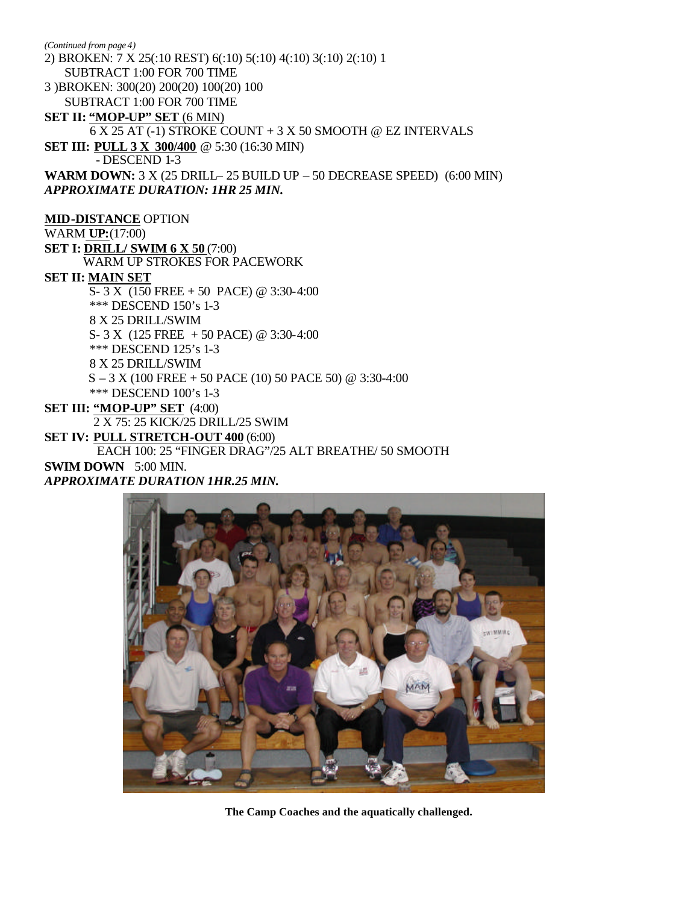*(Continued from page 4)*

2) BROKEN: 7 X 25(:10 REST) 6(:10) 5(:10) 4(:10) 3(:10) 2(:10) 1
   SUBTRACT 1:00 FOR 700 TIME

3 )BROKEN: 300(20) 200(20) 100(20) 100
   SUBTRACT 1:00 FOR 700 TIME

**SET II: <u>"MOP-UP" SET</u>** (6 MIN)
6 X 25 AT (-1) STROKE COUNT + 3 X 50 SMOOTH @ EZ INTERVALS

**SET III: <u>PULL 3 X 300/400</u>** @ 5:30 (16:30 MIN)
- DESCEND 1-3

**WARM DOWN:** 3 X (25 DRILL– 25 BUILD UP – 50 DECREASE SPEED) (6:00 MIN)

***APPROXIMATE DURATION: 1HR 25 MIN.***

**<u>MID-DISTANCE</u>** OPTION

WARM **UP:**(17:00)

**SET I: <u>DRILL/ SWIM 6 X 50</u>** (7:00)
WARM UP STROKES FOR PACEWORK

**SET II: <u>MAIN SET</u>**
S- 3 X (150 FREE + 50 PACE) @ 3:30-4:00
*** DESCEND 150's 1-3
8 X 25 DRILL/SWIM
S- 3 X (125 FREE + 50 PACE) @ 3:30-4:00
*** DESCEND 125's 1-3
8 X 25 DRILL/SWIM
S – 3 X (100 FREE + 50 PACE (10) 50 PACE 50) @ 3:30-4:00
*** DESCEND 100's 1-3

**SET III: <u>"MOP-UP" SET</u>** (4:00)
2 X 75: 25 KICK/25 DRILL/25 SWIM

**SET IV: <u>PULL STRETCH-OUT 400</u>** (6:00)
EACH 100: 25 "FINGER DRAG"/25 ALT BREATHE/ 50 SMOOTH

**SWIM DOWN** 5:00 MIN.

***APPROXIMATE DURATION 1HR.25 MIN.***

**The Camp Coaches and the aquatically challenged.**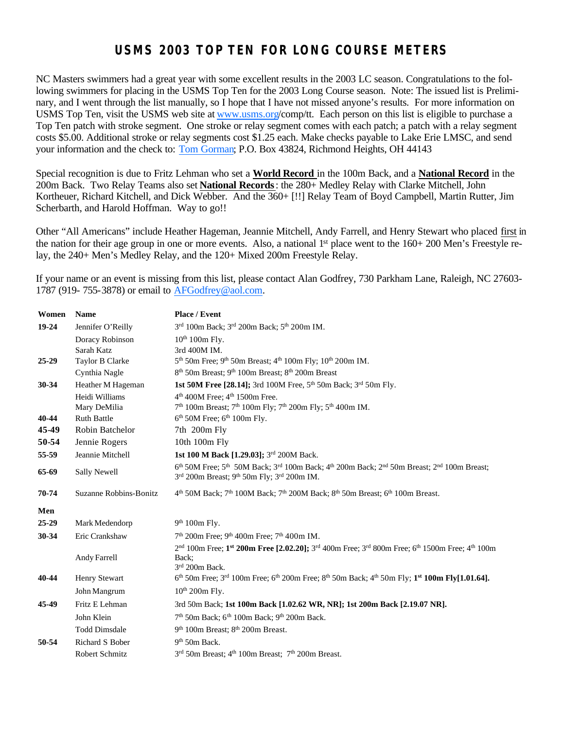# USMS 2003 TOP TEN FOR LONG COURSE METERS

NC Masters swimmers had a great year with some excellent results in the 2003 LC season. Congratulations to the following swimmers for placing in the USMS Top Ten for the 2003 Long Course season. Note: The issued list is Preliminary, and I went through the list manually, so I hope that I have not missed anyone's results. For more information on USMS Top Ten, visit the USMS web site at www.usms.org/comp/tt. Each person on this list is eligible to purchase a Top Ten patch with stroke segment. One stroke or relay segment comes with each patch; a patch with a relay segment costs $5.00. Additional stroke or relay segments cost $1.25 each. Make checks payable to Lake Erie LMSC, and send your information and the check to: Tom Gorman; P.O. Box 43824, Richmond Heights, OH 44143

Special recognition is due to Fritz Lehman who set a **World Record** in the 100m Back, and a **National Record** in the 200m Back. Two Relay Teams also set **National Records**: the 280+ Medley Relay with Clarke Mitchell, John Kortheuer, Richard Kitchell, and Dick Webber. And the 360+ [!!] Relay Team of Boyd Campbell, Martin Rutter, Jim Scherbarth, and Harold Hoffman. Way to go!!

Other "All Americans" include Heather Hageman, Jeannie Mitchell, Andy Farrell, and Henry Stewart who placed first in the nation for their age group in one or more events. Also, a national 1st place went to the 160+ 200 Men's Freestyle relay, the 240+ Men's Medley Relay, and the 120+ Mixed 200m Freestyle Relay.

If your name or an event is missing from this list, please contact Alan Godfrey, 730 Parkham Lane, Raleigh, NC 27603-1787 (919- 755-3878) or email to AFGodfrey@aol.com.

| Women | Name | Place / Event |
|---|---|---|
| 19-24 | Jennifer O'Reilly | 3rd 100m Back; 3rd 200m Back; 5th 200m IM. |
| | Doracy Robinson | 10th 100m Fly. |
| | Sarah Katz | 3rd 400M IM. |
| 25-29 | Taylor B Clarke | 5th 50m Free; 9th 50m Breast; 4th 100m Fly; 10th 200m IM. |
| | Cynthia Nagle | 8th 50m Breast; 9th 100m Breast; 8th 200m Breast |
| 30-34 | Heather M Hageman | **1st 50M Free [28.14];** 3rd 100M Free, 5th 50m Back; 3rd 50m Fly. |
| | Heidi Williams | 4th 400M Free; 4th 1500m Free. |
| | Mary DeMilia | 7th 100m Breast; 7th 100m Fly; 7th 200m Fly; 5th 400m IM. |
| 40-44 | Ruth Battle | 6th 50M Free; 6th 100m Fly. |
| 45-49 | Robin Batchelor | 7th 200m Fly |
| 50-54 | Jennie Rogers | 10th 100m Fly |
| 55-59 | Jeannie Mitchell | **1st 100 M Back [1.29.03];** 3rd 200M Back. |
| 65-69 | Sally Newell | 6th 50M Free; 5th 50M Back; 3rd 100m Back; 4th 200m Back; 2nd 50m Breast; 2nd 100m Breast; 3rd 200m Breast; 9th 50m Fly; 3rd 200m IM. |
| 70-74 | Suzanne Robbins-Bonitz | 4th 50M Back; 7th 100M Back; 7th 200M Back; 8th 50m Breast; 6th 100m Breast. |
| **Men** | | |
| 25-29 | Mark Medendorp | 9th 100m Fly. |
| 30-34 | Eric Crankshaw | 7th 200m Free; 9th 400m Free; 7th 400m IM. |
| | Andy Farrell | 2nd 100m Free; **1st 200m Free [2.02.20];** 3rd 400m Free; 3rd 800m Free; 6th 1500m Free; 4th 100m Back; 3rd 200m Back. |
| 40-44 | Henry Stewart | 6th 50m Free; 3rd 100m Free; 6th 200m Free; 8th 50m Back; 4th 50m Fly; **1st 100m Fly[1.01.64].** |
| | John Mangrum | 10th 200m Fly. |
| 45-49 | Fritz E Lehman | 3rd 50m Back; **1st 100m Back [1.02.62 WR, NR]; 1st 200m Back [2.19.07 NR].** |
| | John Klein | 7th 50m Back; 6th 100m Back; 9th 200m Back. |
| | Todd Dimsdale | 9th 100m Breast; 8th 200m Breast. |
| 50-54 | Richard S Bober | 9th 50m Back. |
| | Robert Schmitz | 3rd 50m Breast; 4th 100m Breast; 7th 200m Breast. |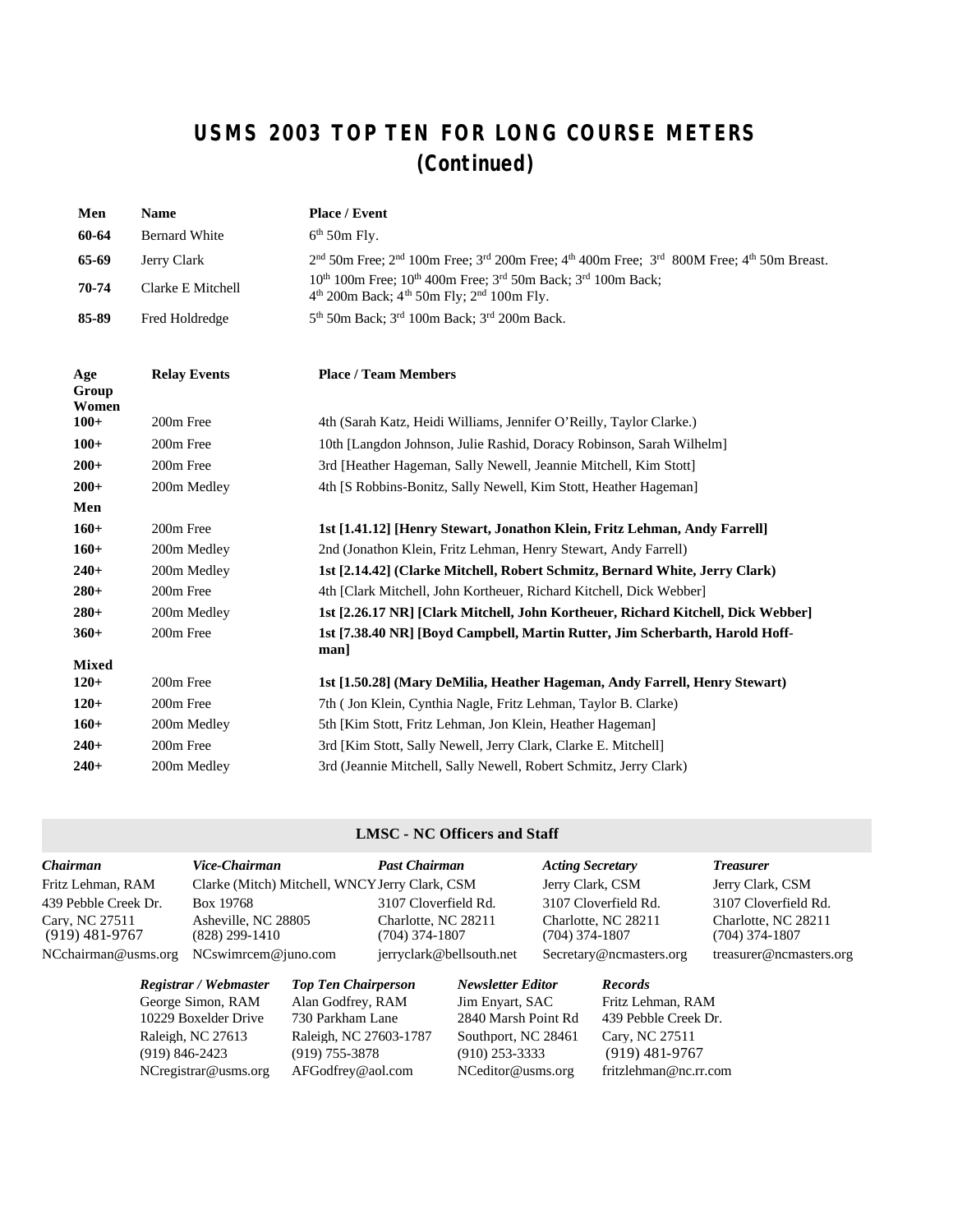# USMS 2003 TOP TEN FOR LONG COURSE METERS (Continued)

| Men | Name | Place / Event |
| --- | --- | --- |
| 60-64 | Bernard White | 6th 50m Fly. |
| 65-69 | Jerry Clark | 2nd 50m Free; 2nd 100m Free; 3rd 200m Free; 4th 400m Free; 3rd 800M Free; 4th 50m Breast. |
| 70-74 | Clarke E Mitchell | 10th 100m Free; 10th 400m Free; 3rd 50m Back; 3rd 100m Back; 4th 200m Back; 4th 50m Fly; 2nd 100m Fly. |
| 85-89 | Fred Holdredge | 5th 50m Back; 3rd 100m Back; 3rd 200m Back. |

| Age Group | Relay Events | Place / Team Members |
| --- | --- | --- |
| **Women** | | |
| **100+** | 200m Free | 4th (Sarah Katz, Heidi Williams, Jennifer O'Reilly, Taylor Clarke.) |
| **100+** | 200m Free | 10th [Langdon Johnson, Julie Rashid, Doracy Robinson, Sarah Wilhelm] |
| **200+** | 200m Free | 3rd [Heather Hageman, Sally Newell, Jeannie Mitchell, Kim Stott] |
| **200+** | 200m Medley | 4th [S Robbins-Bonitz, Sally Newell, Kim Stott, Heather Hageman] |
| **Men** | | |
| **160+** | 200m Free | **1st [1.41.12] [Henry Stewart, Jonathon Klein, Fritz Lehman, Andy Farrell]** |
| **160+** | 200m Medley | 2nd (Jonathon Klein, Fritz Lehman, Henry Stewart, Andy Farrell) |
| **240+** | 200m Medley | **1st [2.14.42] (Clarke Mitchell, Robert Schmitz, Bernard White, Jerry Clark)** |
| **280+** | 200m Free | 4th [Clark Mitchell, John Kortheuer, Richard Kitchell, Dick Webber] |
| **280+** | 200m Medley | **1st [2.26.17 NR] [Clark Mitchell, John Kortheuer, Richard Kitchell, Dick Webber]** |
| **360+** | 200m Free | **1st [7.38.40 NR] [Boyd Campbell, Martin Rutter, Jim Scherbarth, Harold Hoffman]** |
| **Mixed** | | |
| **120+** | 200m Free | **1st [1.50.28] (Mary DeMilia, Heather Hageman, Andy Farrell, Henry Stewart)** |
| **120+** | 200m Free | 7th ( Jon Klein, Cynthia Nagle, Fritz Lehman, Taylor B. Clarke) |
| **160+** | 200m Medley | 5th [Kim Stott, Fritz Lehman, Jon Klein, Heather Hageman] |
| **240+** | 200m Free | 3rd [Kim Stott, Sally Newell, Jerry Clark, Clarke E. Mitchell] |
| **240+** | 200m Medley | 3rd (Jeannie Mitchell, Sally Newell, Robert Schmitz, Jerry Clark) |

## LMSC - NC Officers and Staff

| *Chairman* | *Vice-Chairman* | *Past Chairman* | *Acting Secretary* | *Treasurer* |
| --- | --- | --- | --- | --- |
| Fritz Lehman, RAM | Clarke (Mitch) Mitchell, WNCY | Jerry Clark, CSM | Jerry Clark, CSM | Jerry Clark, CSM |
| 439 Pebble Creek Dr. | Box 19768 | 3107 Cloverfield Rd. | 3107 Cloverfield Rd. | 3107 Cloverfield Rd. |
| Cary, NC 27511 | Asheville, NC 28805 | Charlotte, NC 28211 | Charlotte, NC 28211 | Charlotte, NC 28211 |
| (919) 481-9767 | (828) 299-1410 | (704) 374-1807 | (704) 374-1807 | (704) 374-1807 |
| NCchairman@usms.org | NCswimrcem@juno.com | jerryclark@bellsouth.net | Secretary@ncmasters.org | treasurer@ncmasters.org |

| *Registrar / Webmaster* | *Top Ten Chairperson* | *Newsletter Editor* | *Records* |
| --- | --- | --- | --- |
| George Simon, RAM | Alan Godfrey, RAM | Jim Enyart, SAC | Fritz Lehman, RAM |
| 10229 Boxelder Drive | 730 Parkham Lane | 2840 Marsh Point Rd | 439 Pebble Creek Dr. |
| Raleigh, NC 27613 | Raleigh, NC 27603-1787 | Southport, NC 28461 | Cary, NC 27511 |
| (919) 846-2423 | (919) 755-3878 | (910) 253-3333 | (919) 481-9767 |
| NCregistrar@usms.org | AFGodfrey@aol.com | NCeditor@usms.org | fritzlehman@nc.rr.com |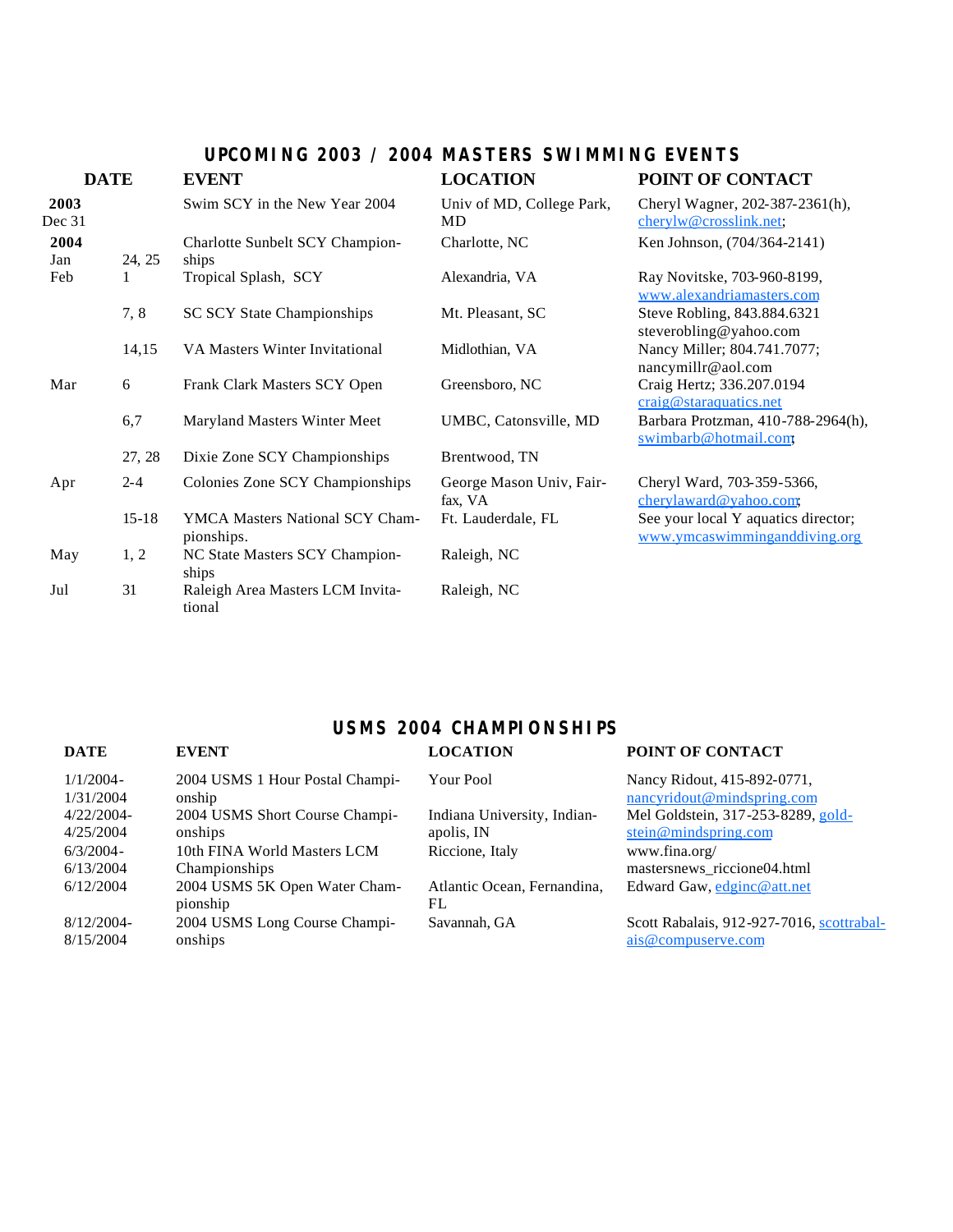## UPCOMING 2003 / 2004 MASTERS SWIMMING EVENTS

| DATE | | EVENT | LOCATION | POINT OF CONTACT |
|---|---|---|---|---|
| **2003** Dec 31 | | Swim SCY in the New Year 2004 | Univ of MD, College Park, MD | Cheryl Wagner, 202-387-2361(h), cherylw@crosslink.net; |
| **2004** Jan | 24, 25 | Charlotte Sunbelt SCY Championships | Charlotte, NC | Ken Johnson, (704/364-2141) |
| Feb | 1 | Tropical Splash, SCY | Alexandria, VA | Ray Novitske, 703-960-8199, www.alexandriamasters.com |
| | 7, 8 | SC SCY State Championships | Mt. Pleasant, SC | Steve Robling, 843.884.6321 steverobling@yahoo.com |
| | 14,15 | VA Masters Winter Invitational | Midlothian, VA | Nancy Miller; 804.741.7077; nancymillr@aol.com |
| Mar | 6 | Frank Clark Masters SCY Open | Greensboro, NC | Craig Hertz; 336.207.0194 craig@staraquatics.net |
| | 6,7 | Maryland Masters Winter Meet | UMBC, Catonsville, MD | Barbara Protzman, 410-788-2964(h), swimbarb@hotmail.com; |
| | 27, 28 | Dixie Zone SCY Championships | Brentwood, TN | |
| Apr | 2-4 | Colonies Zone SCY Championships | George Mason Univ, Fairfax, VA | Cheryl Ward, 703-359-5366, cherylaward@yahoo.com; |
| | 15-18 | YMCA Masters National SCY Championships. | Ft. Lauderdale, FL | See your local Y aquatics director; www.ymcaswimminganddiving.org |
| May | 1, 2 | NC State Masters SCY Championships | Raleigh, NC | |
| Jul | 31 | Raleigh Area Masters LCM Invitational | Raleigh, NC | |

## USMS 2004 CHAMPIONSHIPS

| DATE | EVENT | LOCATION | POINT OF CONTACT |
|---|---|---|---|
| 1/1/2004-1/31/2004 | 2004 USMS 1 Hour Postal Championship | Your Pool | Nancy Ridout, 415-892-0771, nancyridout@mindspring.com |
| 4/22/2004-4/25/2004 | 2004 USMS Short Course Championships | Indiana University, Indianapolis, IN | Mel Goldstein, 317-253-8289, goldstein@mindspring.com |
| 6/3/2004-6/13/2004 | 10th FINA World Masters LCM Championships | Riccione, Italy | www.fina.org/mastersnews_riccione04.html |
| 6/12/2004 | 2004 USMS 5K Open Water Championship | Atlantic Ocean, Fernandina, FL | Edward Gaw, edginc@att.net |
| 8/12/2004-8/15/2004 | 2004 USMS Long Course Championships | Savannah, GA | Scott Rabalais, 912-927-7016, scottrabalais@compuserve.com |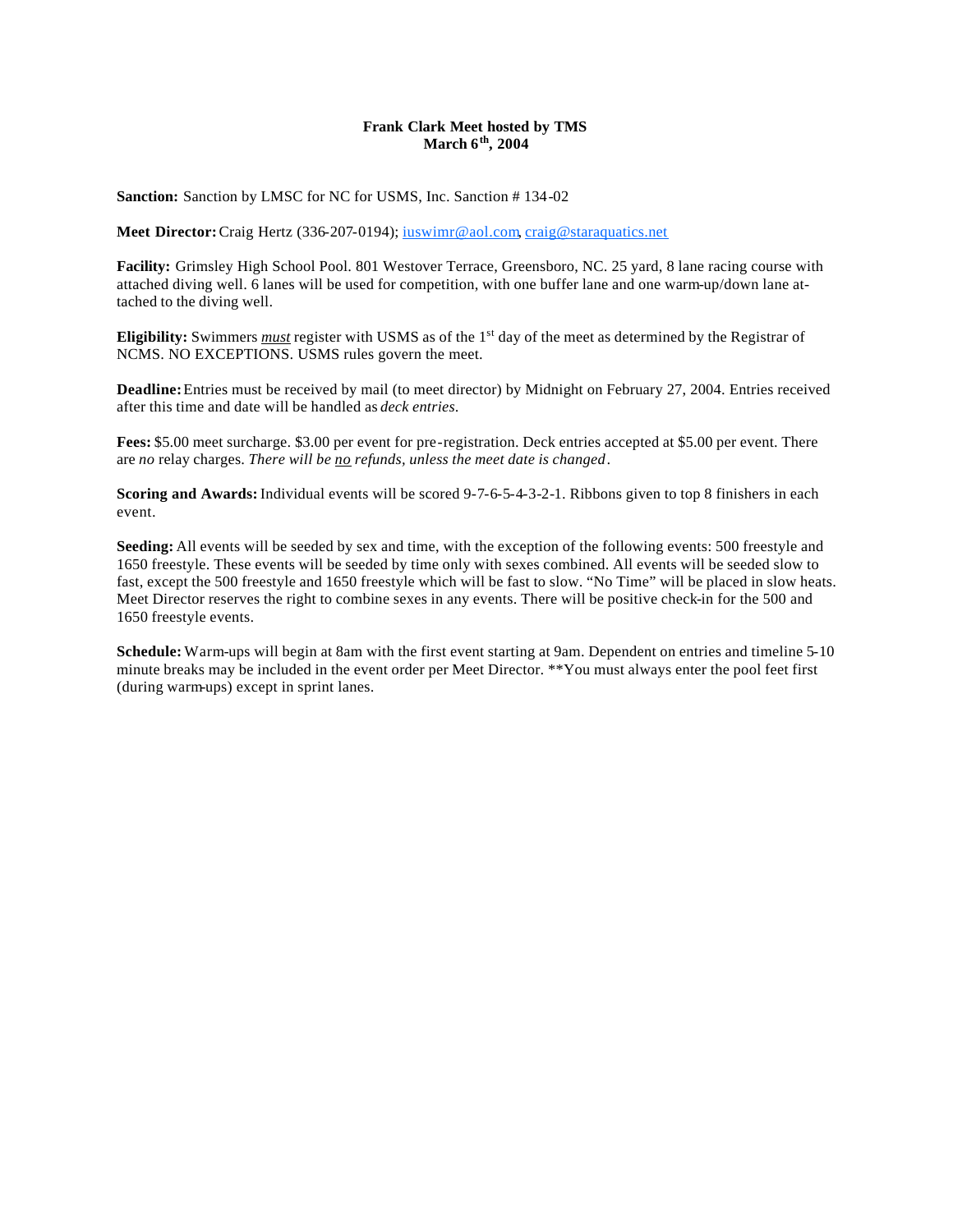**Frank Clark Meet hosted by TMS**
**March 6th, 2004**

**Sanction:** Sanction by LMSC for NC for USMS, Inc. Sanction # 134-02

**Meet Director:** Craig Hertz (336-207-0194); iuswimr@aol.com, craig@staraquatics.net

**Facility:** Grimsley High School Pool. 801 Westover Terrace, Greensboro, NC. 25 yard, 8 lane racing course with attached diving well. 6 lanes will be used for competition, with one buffer lane and one warm-up/down lane attached to the diving well.

**Eligibility:** Swimmers ***must*** register with USMS as of the 1st day of the meet as determined by the Registrar of NCMS. NO EXCEPTIONS. USMS rules govern the meet.

**Deadline:** Entries must be received by mail (to meet director) by Midnight on February 27, 2004. Entries received after this time and date will be handled as *deck entries.*

**Fees:** $5.00 meet surcharge. $3.00 per event for pre-registration. Deck entries accepted at $5.00 per event. There are *no* relay charges. *There will be no refunds, unless the meet date is changed*.

**Scoring and Awards:** Individual events will be scored 9-7-6-5-4-3-2-1. Ribbons given to top 8 finishers in each event.

**Seeding:** All events will be seeded by sex and time, with the exception of the following events: 500 freestyle and 1650 freestyle. These events will be seeded by time only with sexes combined. All events will be seeded slow to fast, except the 500 freestyle and 1650 freestyle which will be fast to slow. "No Time" will be placed in slow heats. Meet Director reserves the right to combine sexes in any events. There will be positive check-in for the 500 and 1650 freestyle events.

**Schedule:** Warm-ups will begin at 8am with the first event starting at 9am. Dependent on entries and timeline 5-10 minute breaks may be included in the event order per Meet Director. **You must always enter the pool feet first (during warm-ups) except in sprint lanes.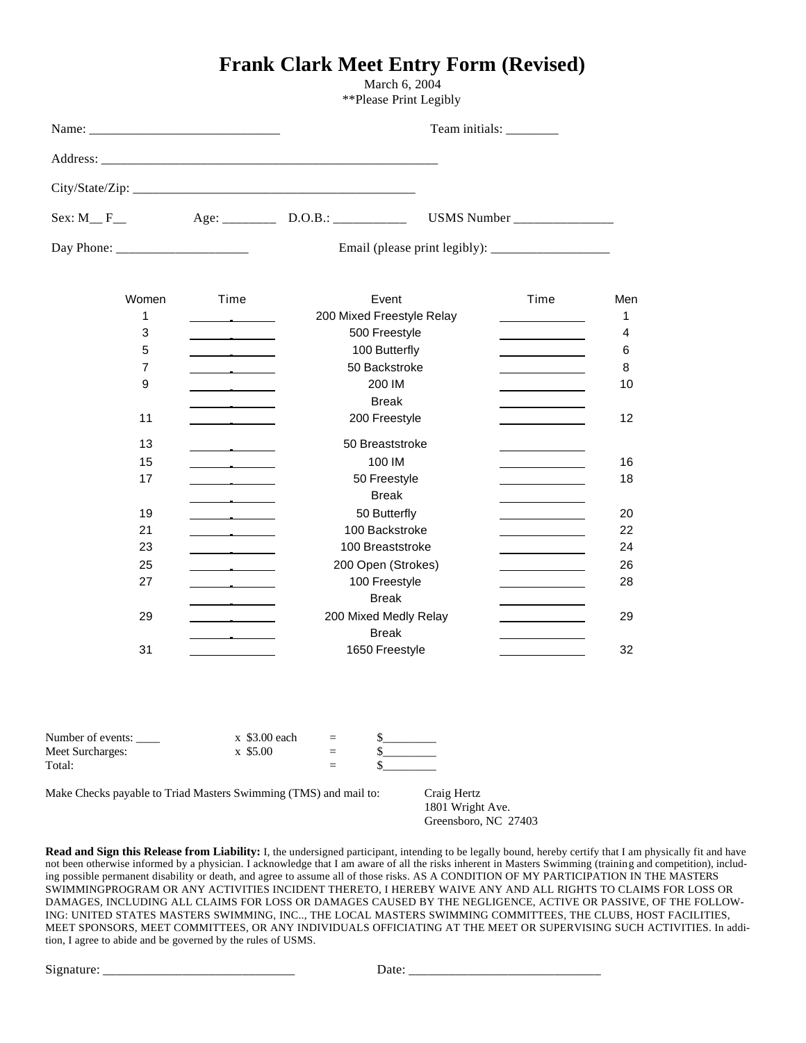# Frank Clark Meet Entry Form (Revised)

March 6, 2004

**Please Print Legibly

Name: ______________________________ Team initials: ________

Address: _______________________________________________________

City/State/Zip: _____________________________________________

Sex: M__ F__ Age: ________ D.O.B.: ___________ USMS Number _______________

Day Phone: _____________________ Email (please print legibly): ___________________

| Women | Time | Event | Time | Men |
|---|---|---|---|---|
| 1 | ______ | 200 Mixed Freestyle Relay | ______ | 1 |
| 3 | ______ | 500 Freestyle | ______ | 4 |
| 5 | ______ | 100 Butterfly | ______ | 6 |
| 7 | ______ | 50 Backstroke | ______ | 8 |
| 9 | ______ | 200 IM | ______ | 10 |
| | ______ | Break | ______ | |
| 11 | ______ | 200 Freestyle | ______ | 12 |
| 13 | ______ | 50 Breaststroke | ______ | |
| 15 | ______ | 100 IM | ______ | 16 |
| 17 | ______ | 50 Freestyle | ______ | 18 |
| | ______ | Break | ______ | |
| 19 | ______ | 50 Butterfly | ______ | 20 |
| 21 | ______ | 100 Backstroke | ______ | 22 |
| 23 | ______ | 100 Breaststroke | ______ | 24 |
| 25 | ______ | 200 Open (Strokes) | ______ | 26 |
| 27 | ______ | 100 Freestyle | ______ | 28 |
| | ______ | Break | ______ | |
| 29 | ______ | 200 Mixed Medly Relay | ______ | 29 |
| | ______ | Break | ______ | |
| 31 | ______ | 1650 Freestyle | ______ | 32 |

| | | | |
|---|---|---|---|
| Number of events: ____ | x $3.00 each | = | $_________ |
| Meet Surcharges: | x $5.00 | = | $_________ |
| Total: | | = | $_________ |

Make Checks payable to Triad Masters Swimming (TMS) and mail to:

Craig Hertz
1801 Wright Ave.
Greensboro, NC 27403

**Read and Sign this Release from Liability:** I, the undersigned participant, intending to be legally bound, hereby certify that I am physically fit and have not been otherwise informed by a physician. I acknowledge that I am aware of all the risks inherent in Masters Swimming (training and competition), including possible permanent disability or death, and agree to assume all of those risks. AS A CONDITION OF MY PARTICIPATION IN THE MASTERS SWIMMINGPROGRAM OR ANY ACTIVITIES INCIDENT THERETO, I HEREBY WAIVE ANY AND ALL RIGHTS TO CLAIMS FOR LOSS OR DAMAGES, INCLUDING ALL CLAIMS FOR LOSS OR DAMAGES CAUSED BY THE NEGLIGENCE, ACTIVE OR PASSIVE, OF THE FOLLOWING: UNITED STATES MASTERS SWIMMING, INC.., THE LOCAL MASTERS SWIMMING COMMITTEES, THE CLUBS, HOST FACILITIES, MEET SPONSORS, MEET COMMITTEES, OR ANY INDIVIDUALS OFFICIATING AT THE MEET OR SUPERVISING SUCH ACTIVITIES. In addition, I agree to abide and be governed by the rules of USMS.

Signature: ______________________________ Date: ______________________________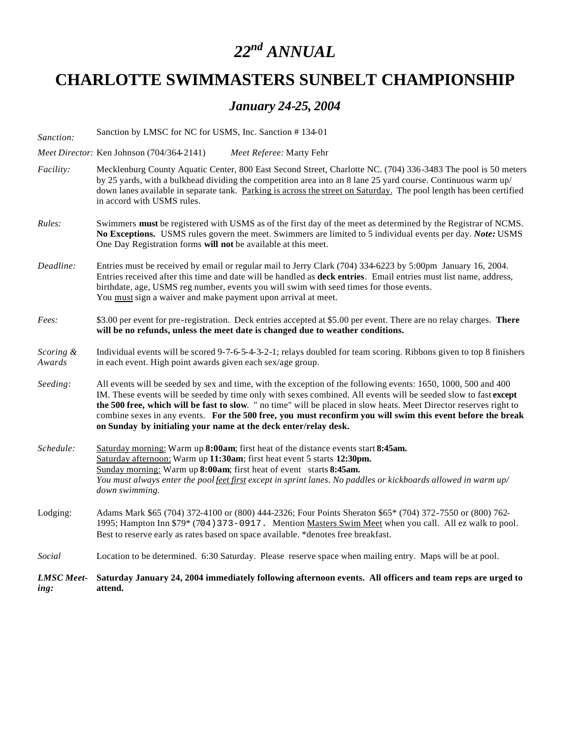# *22nd ANNUAL*

# CHARLOTTE SWIMMASTERS SUNBELT CHAMPIONSHIP

### *January 24-25, 2004*

*Sanction:* Sanction by LMSC for NC for USMS, Inc. Sanction # 134-01

*Meet Director:* Ken Johnson (704/364-2141) *Meet Referee:* Marty Fehr

*Facility:* Mecklenburg County Aquatic Center, 800 East Second Street, Charlotte NC. (704) 336-3483 The pool is 50 meters by 25 yards, with a bulkhead dividing the competition area into an 8 lane 25 yard course. Continuous warm up/ down lanes available in separate tank. <u>Parking is across the street on Saturday.</u> The pool length has been certified in accord with USMS rules.

*Rules:* Swimmers **must** be registered with USMS as of the first day of the meet as determined by the Registrar of NCMS. **No Exceptions.** USMS rules govern the meet. Swimmers are limited to 5 individual events per day. ***Note:*** USMS One Day Registration forms **will not** be available at this meet.

*Deadline:* Entries must be received by email or regular mail to Jerry Clark (704) 334-6223 by 5:00pm January 16, 2004. Entries received after this time and date will be handled as **deck entries**. Email entries must list name, address, birthdate, age, USMS reg number, events you will swim with seed times for those events. You <u>must</u> sign a waiver and make payment upon arrival at meet.

*Fees:* $3.00 per event for pre-registration. Deck entries accepted at $5.00 per event. There are no relay charges. **There will be no refunds, unless the meet date is changed due to weather conditions.**

*Scoring & Awards* Individual events will be scored 9-7-6-5-4-3-2-1; relays doubled for team scoring. Ribbons given to top 8 finishers in each event. High point awards given each sex/age group.

*Seeding:* All events will be seeded by sex and time, with the exception of the following events: 1650, 1000, 500 and 400 IM. These events will be seeded by time only with sexes combined. All events will be seeded slow to fast **except the 500 free, which will be fast to slow**. " no time" will be placed in slow heats. Meet Director reserves right to combine sexes in any events. **For the 500 free, you must reconfirm you will swim this event before the break on Sunday by initialing your name at the deck enter/relay desk.**

*Schedule:* <u>Saturday morning:</u> Warm up **8:00am**; first heat of the distance events start **8:45am.**
<u>Saturday afternoon:</u> Warm up **11:30am**; first heat event 5 starts **12:30pm.**
<u>Sunday morning:</u> Warm up **8:00am**; first heat of event starts **8:45am.**
*You must always enter the pool <u>feet first</u> except in sprint lanes. No paddles or kickboards allowed in warm up/ down swimming.*

Lodging: Adams Mark $65 (704) 372-4100 or (800) 444-2326; Four Points Sheraton $65* (704) 372-7550 or (800) 762-1995; Hampton Inn $79* (704)373-0917. Mention <u>Masters Swim Meet</u> when you call. All ez walk to pool. Best to reserve early as rates based on space available. *denotes free breakfast.

*Social* Location to be determined. 6:30 Saturday. Please reserve space when mailing entry. Maps will be at pool.

***LMSC Meeting:*** **Saturday January 24, 2004 immediately following afternoon events. All officers and team reps are urged to attend.**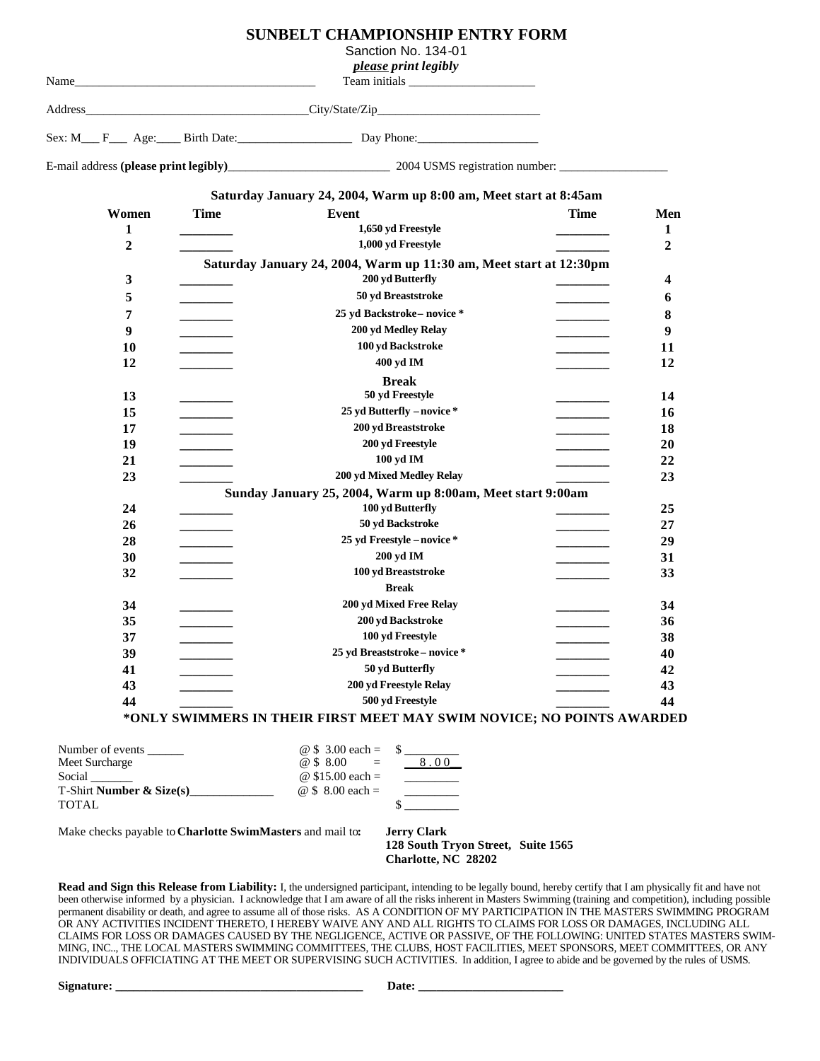# SUNBELT CHAMPIONSHIP ENTRY FORM

Sanction No. 134-01

***please* print legibly**

Name________________________________________ Team initials _____________________

Address____________________________________City/State/Zip__________________________

Sex: M___ F___ Age:____ Birth Date:___________________ Day Phone:____________________

E-mail address **(please print legibly)**__________________________ 2004 USMS registration number: __________________

| Women | Time | Event | Time | Men |
|---|---|---|---|---|
| | | **Saturday January 24, 2004, Warm up 8:00 am, Meet start at 8:45am** | | |
| 1 | ________ | 1,650 yd Freestyle | ________ | 1 |
| 2 | ________ | 1,000 yd Freestyle | ________ | 2 |
| | | **Saturday January 24, 2004, Warm up 11:30 am, Meet start at 12:30pm** | | |
| 3 | ________ | 200 yd Butterfly | ________ | 4 |
| 5 | ________ | 50 yd Breaststroke | ________ | 6 |
| 7 | ________ | 25 yd Backstroke – novice * | ________ | 8 |
| 9 | ________ | 200 yd Medley Relay | ________ | 9 |
| 10 | ________ | 100 yd Backstroke | ________ | 11 |
| 12 | ________ | 400 yd IM | ________ | 12 |
| | | **Break** | | |
| 13 | ________ | 50 yd Freestyle | ________ | 14 |
| 15 | ________ | 25 yd Butterfly – novice * | ________ | 16 |
| 17 | ________ | 200 yd Breaststroke | ________ | 18 |
| 19 | ________ | 200 yd Freestyle | ________ | 20 |
| 21 | ________ | 100 yd IM | ________ | 22 |
| 23 | ________ | 200 yd Mixed Medley Relay | ________ | 23 |
| | | **Sunday January 25, 2004, Warm up 8:00am, Meet start 9:00am** | | |
| 24 | ________ | 100 yd Butterfly | ________ | 25 |
| 26 | ________ | 50 yd Backstroke | ________ | 27 |
| 28 | ________ | 25 yd Freestyle – novice * | ________ | 29 |
| 30 | ________ | 200 yd IM | ________ | 31 |
| 32 | ________ | 100 yd Breaststroke | ________ | 33 |
| | | **Break** | | |
| 34 | ________ | 200 yd Mixed Free Relay | ________ | 34 |
| 35 | ________ | 200 yd Backstroke | ________ | 36 |
| 37 | ________ | 100 yd Freestyle | ________ | 38 |
| 39 | ________ | 25 yd Breaststroke – novice * | ________ | 40 |
| 41 | ________ | 50 yd Butterfly | ________ | 42 |
| 43 | ________ | 200 yd Freestyle Relay | ________ | 43 |
| 44 | ________ | 500 yd Freestyle | ________ | 44 |

**\*ONLY SWIMMERS IN THEIR FIRST MEET MAY SWIM NOVICE; NO POINTS AWARDED**

| | | |
|---|---|---|
| Number of events ______ | @ $ 3.00 each = | $ _________ |
| Meet Surcharge | @ $ 8.00 = | 8.00 |
| Social _______ | @ $15.00 each = | _________ |
| T-Shirt **Number & Size(s)**_____________ | @ $ 8.00 each = | _________ |
| TOTAL | | $ _________ |

Make checks payable to **Charlotte SwimMasters** and mail to**:**

**Jerry Clark**
**128 South Tryon Street, Suite 1565**
**Charlotte, NC 28202**

**Read and Sign this Release from Liability:** I, the undersigned participant, intending to be legally bound, hereby certify that I am physically fit and have not been otherwise informed by a physician. I acknowledge that I am aware of all the risks inherent in Masters Swimming (training and competition), including possible permanent disability or death, and agree to assume all of those risks. AS A CONDITION OF MY PARTICIPATION IN THE MASTERS SWIMMING PROGRAM OR ANY ACTIVITIES INCIDENT THERETO, I HEREBY WAIVE ANY AND ALL RIGHTS TO CLAIMS FOR LOSS OR DAMAGES, INCLUDING ALL CLAIMS FOR LOSS OR DAMAGES CAUSED BY THE NEGLIGENCE, ACTIVE OR PASSIVE, OF THE FOLLOWING: UNITED STATES MASTERS SWIMMING, INC.., THE LOCAL MASTERS SWIMMING COMMITTEES, THE CLUBS, HOST FACILITIES, MEET SPONSORS, MEET COMMITTEES, OR ANY INDIVIDUALS OFFICIATING AT THE MEET OR SUPERVISING SUCH ACTIVITIES. In addition, I agree to abide and be governed by the rules of USMS.

**Signature: ________________________________________ Date: ________________________**